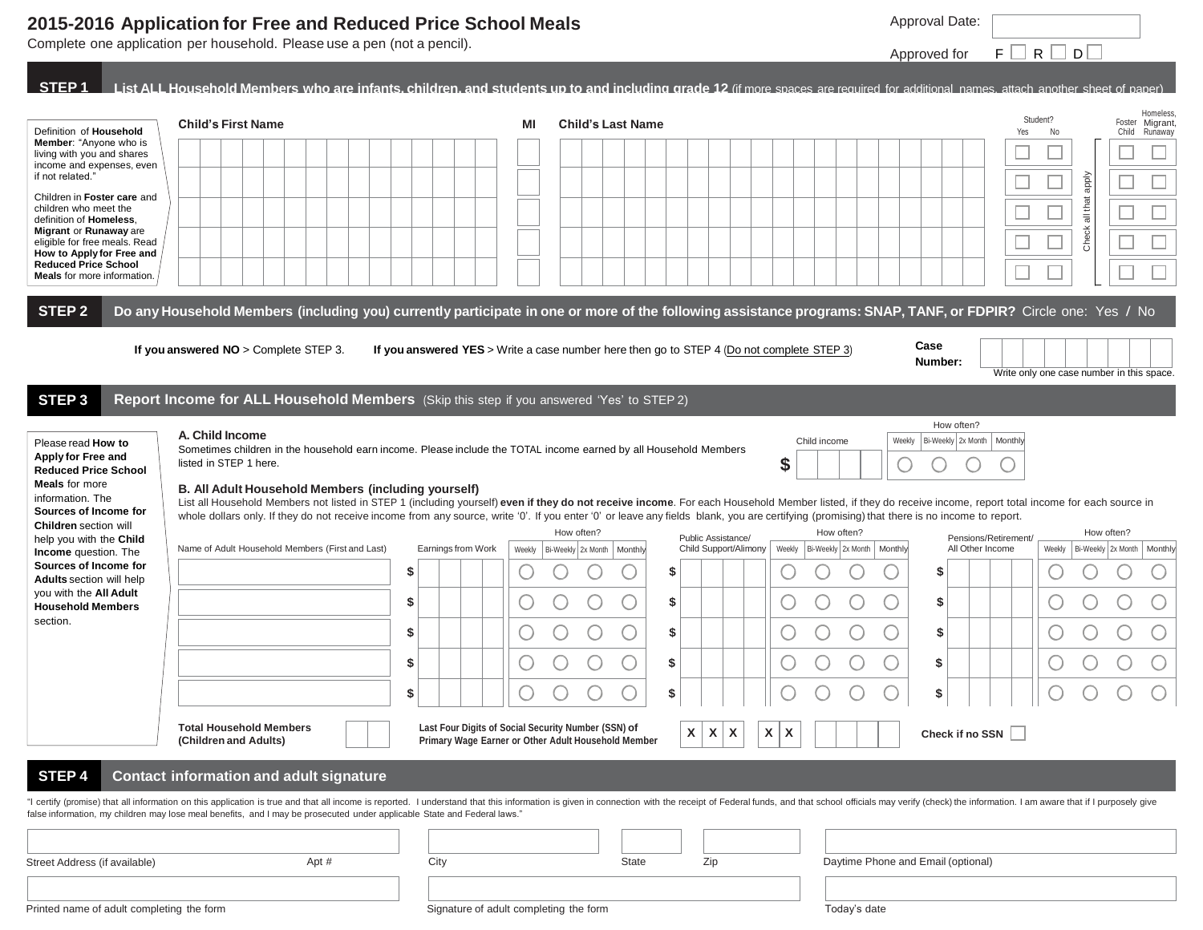# 2015-2016 Application for Free and Reduced Price School Meals

Complete one application per household. Please use a pen (not a pencil).

Approval Date:

Approved for F ☐ R ☐ D ☐

## STEP 1 List ALL Household Members who are infants, children, and students up to and including grade 12 (if more spaces are required for additional names, attach another sheet of paper)

Definition of **Household Member**: "Anyone who is living with you and shares income and expenses, even if not related."

Children in **Foster care** and children who meet the definition of **Homeless**, **Migrant** or **Runaway** are eligible for free meals. Read **How to Apply for Free and Reduced Price School Meals** for more information.

| Child's First Name | MI | Child's Last Name | Student? Yes | Student? No | Foster Child | Homeless, Migrant, Runaway |
|---|---|---|---|---|---|---|
| | | | ☐ | ☐ | ☐ | ☐ |
| | | | ☐ | ☐ | ☐ | ☐ |
| | | | ☐ | ☐ | ☐ | ☐ |
| | | | ☐ | ☐ | ☐ | ☐ |
| | | | ☐ | ☐ | ☐ | ☐ |

Check all that apply

## STEP 2 Do any Household Members (including you) currently participate in one or more of the following assistance programs: SNAP, TANF, or FDPIR? Circle one: Yes / No

**If you answered NO** > Complete STEP 3. **If you answered YES** > Write a case number here then go to STEP 4 (Do not complete STEP 3)

**Case Number:** ______ Write only one case number in this space.

## STEP 3 Report Income for ALL Household Members (Skip this step if you answered 'Yes' to STEP 2)

Please read **How to Apply for Free and Reduced Price School Meals** for more information. The **Sources of Income for Children** section will help you with the **Child Income** question. The **Sources of Income for Adults** section will help you with the **All Adult Household Members** section.

**A. Child Income**

Sometimes children in the household earn income. Please include the TOTAL income earned by all Household Members listed in STEP 1 here.

| Child income | How often? Weekly | Bi-Weekly | 2x Month | Monthly |
|---|---|---|---|---|
| $ | ○ | ○ | ○ | ○ |

**B. All Adult Household Members (including yourself)**

List all Household Members not listed in STEP 1 (including yourself) **even if they do not receive income**. For each Household Member listed, if they do receive income, report total income for each source in whole dollars only. If they do not receive income from any source, write '0'. If you enter '0' or leave any fields blank, you are certifying (promising) that there is no income to report.

| Name of Adult Household Members (First and Last) | Earnings from Work | How often? Weekly | Bi-Weekly | 2x Month | Monthly | Public Assistance/ Child Support/Alimony | How often? Weekly | Bi-Weekly | 2x Month | Monthly | Pensions/Retirement/ All Other Income | How often? Weekly | Bi-Weekly | 2x Month | Monthly |
|---|---|---|---|---|---|---|---|---|---|---|---|---|---|---|---|
| | $ | ○ | ○ | ○ | ○ | $ | ○ | ○ | ○ | ○ | $ | ○ | ○ | ○ | ○ |
| | $ | ○ | ○ | ○ | ○ | $ | ○ | ○ | ○ | ○ | $ | ○ | ○ | ○ | ○ |
| | $ | ○ | ○ | ○ | ○ | $ | ○ | ○ | ○ | ○ | $ | ○ | ○ | ○ | ○ |
| | $ | ○ | ○ | ○ | ○ | $ | ○ | ○ | ○ | ○ | $ | ○ | ○ | ○ | ○ |
| | $ | ○ | ○ | ○ | ○ | $ | ○ | ○ | ○ | ○ | $ | ○ | ○ | ○ | ○ |

**Total Household Members (Children and Adults)** ______

**Last Four Digits of Social Security Number (SSN) of Primary Wage Earner or Other Adult Household Member** X X X - X X - ______

**Check if no SSN** ☐

## STEP 4 Contact information and adult signature

"I certify (promise) that all information on this application is true and that all income is reported. I understand that this information is given in connection with the receipt of Federal funds, and that school officials may verify (check) the information. I am aware that if I purposely give false information, my children may lose meal benefits, and I may be prosecuted under applicable State and Federal laws."

Street Address (if available) | Apt # | City | State | Zip | Daytime Phone and Email (optional)

Printed name of adult completing the form | Signature of adult completing the form | Today's date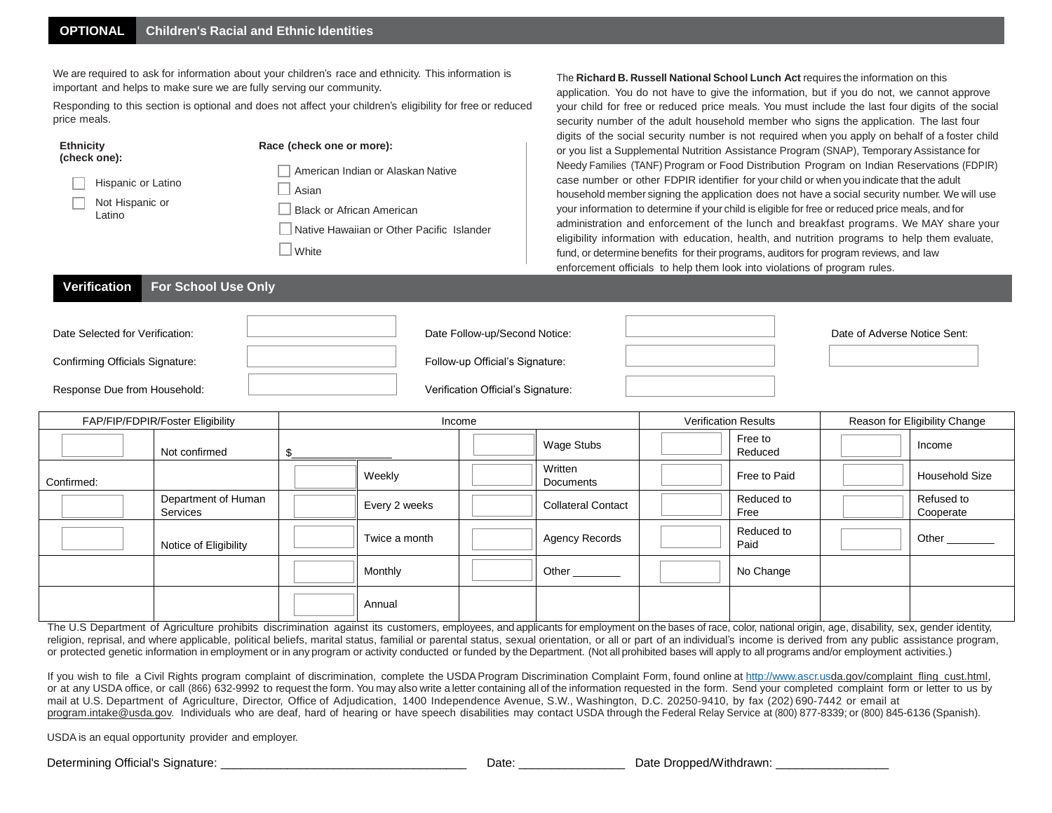## OPTIONAL — Children's Racial and Ethnic Identities

We are required to ask for information about your children's race and ethnicity. This information is important and helps to make sure we are fully serving our community.

Responding to this section is optional and does not affect your children's eligibility for free or reduced price meals.

**Ethnicity (check one):**

- ☐ Hispanic or Latino
- ☐ Not Hispanic or Latino

**Race (check one or more):**

- ☐ American Indian or Alaskan Native
- ☐ Asian
- ☐ Black or African American
- ☐ Native Hawaiian or Other Pacific Islander
- ☐ White

The **Richard B. Russell National School Lunch Act** requires the information on this application. You do not have to give the information, but if you do not, we cannot approve your child for free or reduced price meals. You must include the last four digits of the social security number of the adult household member who signs the application. The last four digits of the social security number is not required when you apply on behalf of a foster child or you list a Supplemental Nutrition Assistance Program (SNAP), Temporary Assistance for Needy Families (TANF) Program or Food Distribution Program on Indian Reservations (FDPIR) case number or other FDPIR identifier for your child or when you indicate that the adult household member signing the application does not have a social security number. We will use your information to determine if your child is eligible for free or reduced price meals, and for administration and enforcement of the lunch and breakfast programs. We MAY share your eligibility information with education, health, and nutrition programs to help them evaluate, fund, or determine benefits for their programs, auditors for program reviews, and law enforcement officials to help them look into violations of program rules.

## Verification — For School Use Only

Date Selected for Verification: ☐

Confirming Officials Signature: ☐

Response Due from Household: ☐

Date Follow-up/Second Notice: ☐

Follow-up Official's Signature: ☐

Verification Official's Signature: ☐

Date of Adverse Notice Sent: ☐

| FAP/FIP/FDPIR/Foster Eligibility | | Income | | | | Verification Results | | Reason for Eligibility Change | |
|---|---|---|---|---|---|---|---|---|---|
| ☐ | Not confirmed | $________________ | | ☐ | Wage Stubs | ☐ | Free to Reduced | ☐ | Income |
| Confirmed: | | ☐ | Weekly | ☐ | Written Documents | ☐ | Free to Paid | ☐ | Household Size |
| ☐ | Department of Human Services | ☐ | Every 2 weeks | ☐ | Collateral Contact | ☐ | Reduced to Free | ☐ | Refused to Cooperate |
| ☐ | Notice of Eligibility | ☐ | Twice a month | ☐ | Agency Records | ☐ | Reduced to Paid | ☐ | Other ________ |
| | | ☐ | Monthly | ☐ | Other ________ | ☐ | No Change | | |
| | | ☐ | Annual | | | | | | |

The U.S Department of Agriculture prohibits discrimination against its customers, employees, and applicants for employment on the bases of race, color, national origin, age, disability, sex, gender identity, religion, reprisal, and where applicable, political beliefs, marital status, familial or parental status, sexual orientation, or all or part of an individual's income is derived from any public assistance program, or protected genetic information in employment or in any program or activity conducted or funded by the Department. (Not all prohibited bases will apply to all programs and/or employment activities.)

If you wish to file a Civil Rights program complaint of discrimination, complete the USDA Program Discrimination Complaint Form, found online at http://www.ascr.usda.gov/complaint_fling_cust.html, or at any USDA office, or call (866) 632-9992 to request the form. You may also write a letter containing all of the information requested in the form. Send your completed complaint form or letter to us by mail at U.S. Department of Agriculture, Director, Office of Adjudication, 1400 Independence Avenue, S.W., Washington, D.C. 20250-9410, by fax (202) 690-7442 or email at program.intake@usda.gov. Individuals who are deaf, hard of hearing or have speech disabilities may contact USDA through the Federal Relay Service at (800) 877-8339; or (800) 845-6136 (Spanish).

USDA is an equal opportunity provider and employer.

Determining Official's Signature: ____________________________________ Date: ________________ Date Dropped/Withdrawn: _________________